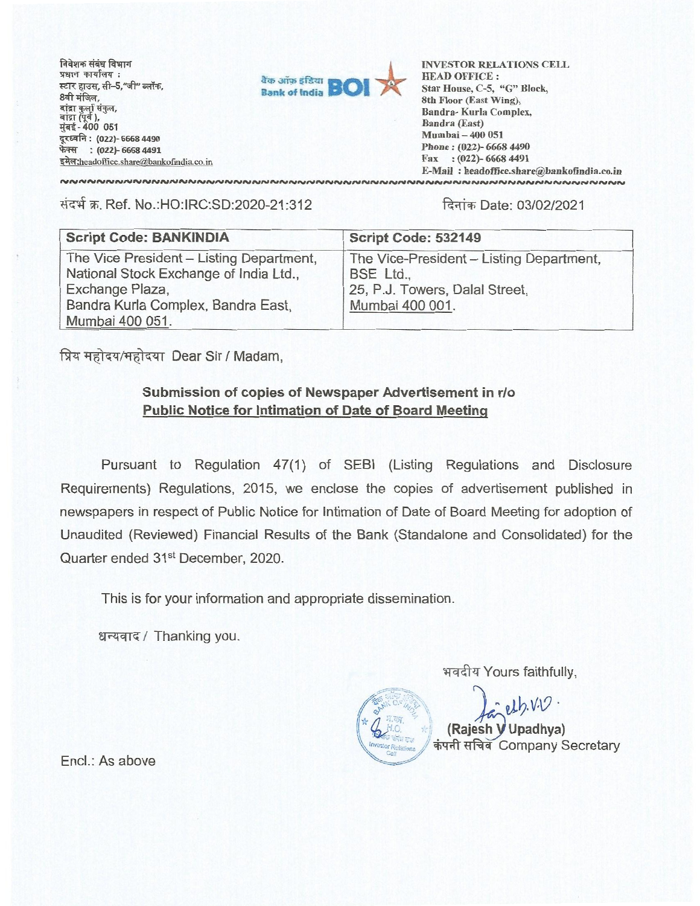निवेशक संबंध विभाग
प्रधान कार्यालय :
स्टार हाउस, सी–5,"जी" ब्लॉक,
8वी मंजिल,
बांद्रा कुर्ला संकुल,
बांद्रा (पूर्व ),
मुंबई - 400 051
दूरध्वनि : (022)- 6668 4490
फेक्स : (022)- 6668 4491
इमेल:headoffice.share@bankofindia.co.in

बैंक ऑफ़ इंडिया Bank of India BOI

INVESTOR RELATIONS CELL
HEAD OFFICE :
Star House, C-5, "G" Block,
8th Floor (East Wing),
Bandra- Kurla Complex,
Bandra (East)
Mumbai – 400 051
Phone : (022)- 6668 4490
Fax : (022)- 6668 4491
E-Mail : headoffice.share@bankofindia.co.in

संदर्भ क्र. Ref. No.:HO:IRC:SD:2020-21:312

दिनांक Date: 03/02/2021

| Script Code: BANKINDIA | Script Code: 532149 |
|---|---|
| The Vice President – Listing Department, National Stock Exchange of India Ltd., Exchange Plaza, Bandra Kurla Complex, Bandra East, Mumbai 400 051. | The Vice-President – Listing Department, BSE Ltd., 25, P.J. Towers, Dalal Street, Mumbai 400 001. |

प्रिय महोदय/महोदया Dear Sir / Madam,

**Submission of copies of Newspaper Advertisement in r/o**
**Public Notice for Intimation of Date of Board Meeting**

Pursuant to Regulation 47(1) of SEBI (Listing Regulations and Disclosure Requirements) Regulations, 2015, we enclose the copies of advertisement published in newspapers in respect of Public Notice for Intimation of Date of Board Meeting for adoption of Unaudited (Reviewed) Financial Results of the Bank (Standalone and Consolidated) for the Quarter ended 31st December, 2020.

This is for your information and appropriate dissemination.

धन्यवाद / Thanking you.

भवदीय Yours faithfully,

(Rajesh V Upadhya)
कंपनी सचिव Company Secretary

Encl.: As above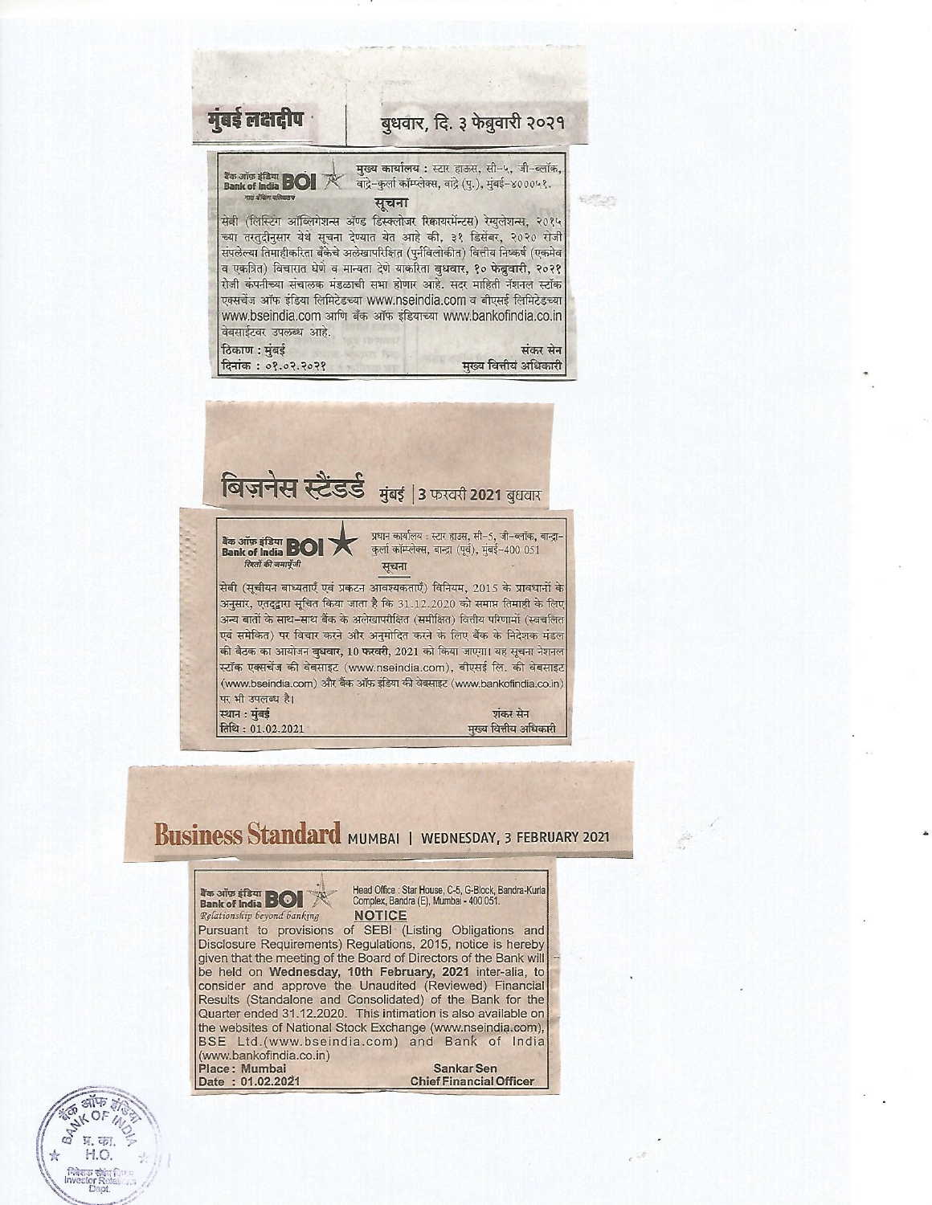**मुंबई लक्षदीप** | बुधवार, दि. ३ फेब्रुवारी २०२१

बँक ऑफ इंडिया **BOI** Bank of India
मुख्य कार्यालय : स्टार हाऊस, सी–५, जी–ब्लॉक, वांद्रे–कुर्ला कॉम्प्लेक्स, वांद्रे (पु.), मुंबई–४०००५१.

## सूचना

सेबी (लिस्टिंग ऑब्लिगेशन्स अँण्ड डिस्क्लोजर रिक्वायरमेंन्टस) रेग्युलेशन्स, २०१५ च्या तरतुदीनुसार येथे सूचना देण्यात येत आहे की, ३१ डिसेंबर, २०२० रोजी संपलेल्या तिमाहीकरिता बँकेचे अलेखापरिक्षित (पुर्नविलोकीत) वित्तीय निष्कर्ष (एकमेव व एकत्रित) विचारात घेणे व मान्यता देणे याकरिता **बुधवार, १० फेब्रुवारी, २०२१** रोजी कंपनीच्या संचालक मंडळाची सभा होणार आहे. सदर माहिती नॅशनल स्टॉक एक्सचेंज ऑफ इंडिया लिमिटेडच्या www.nseindia.com व बीएसई लिमिटेडच्या www.bseindia.com आणि बँक ऑफ इंडियाच्या www.bankofindia.co.in वेबसाईटवर उपलब्ध आहे.

ठिकाण : मुंबई
दिनांक : ०१.०२.२०२१

संकर सेन
मुख्य वित्तीय अधिकारी

---

**बिज़नेस स्टैंडर्ड** मुंबई | 3 फरवरी 2021 बुधवार

बैंक ऑफ़ इंडिया **BOI** Bank of India
*रिश्तों की जमापूँजी*
प्रधान कार्यालय : स्टार हाउस, सी–5, जी–ब्लॉक, बान्द्रा–कुर्ला कॉम्प्लेक्स, बान्द्रा (पूर्व), मुंबई–400 051

## सूचना

सेबी (सूचीयन बाध्यताएँ एवं प्रकटन आवश्यकताएँ) विनियम, 2015 के प्रावधानों के अनुसार, एतद्द्वारा सूचित किया जाता है कि 31.12.2020 को समाप्त तिमाही के लिए अन्य बातों के साथ–साथ बैंक के अलेखापरीक्षित (समीक्षित) वित्तीय परिणामों (स्वतंत्र एवं समेकित) पर विचार करने और अनुमोदित करने के लिए बैंक के निदेशक मंडल की बैठक का आयोजन **बुधवार, 10 फरवरी, 2021** को किया जाएगा। यह सूचना नेशनल स्टॉक एक्सचेंज की वेबसाइट (www.nseindia.com), बीएसई लि. की वेबसाइट (www.bseindia.com) और बैंक ऑफ़ इंडिया की वेबसाइट (www.bankofindia.co.in) पर भी उपलब्ध है।

स्थान : मुंबई
तिथि : 01.02.2021

शंकर सेन
मुख्य वित्तीय अधिकारी

---

**Business Standard** MUMBAI | WEDNESDAY, 3 FEBRUARY 2021

बैंक ऑफ़ इंडिया **BOI** Bank of India
*Relationship beyond banking*
Head Office : Star House, C-5, G-Block, Bandra-Kurla Complex, Bandra (E), Mumbai - 400 051.

## NOTICE

Pursuant to provisions of SEBI (Listing Obligations and Disclosure Requirements) Regulations, 2015, notice is hereby given that the meeting of the Board of Directors of the Bank will be held on **Wednesday, 10th February, 2021** inter-alia, to consider and approve the Unaudited (Reviewed) Financial Results (Standalone and Consolidated) of the Bank for the Quarter ended 31.12.2020. This intimation is also available on the websites of National Stock Exchange (www.nseindia.com), BSE Ltd.(www.bseindia.com) and Bank of India (www.bankofindia.co.in)

Place : Mumbai
Date : 01.02.2021

**Sankar Sen**
**Chief Financial Officer**